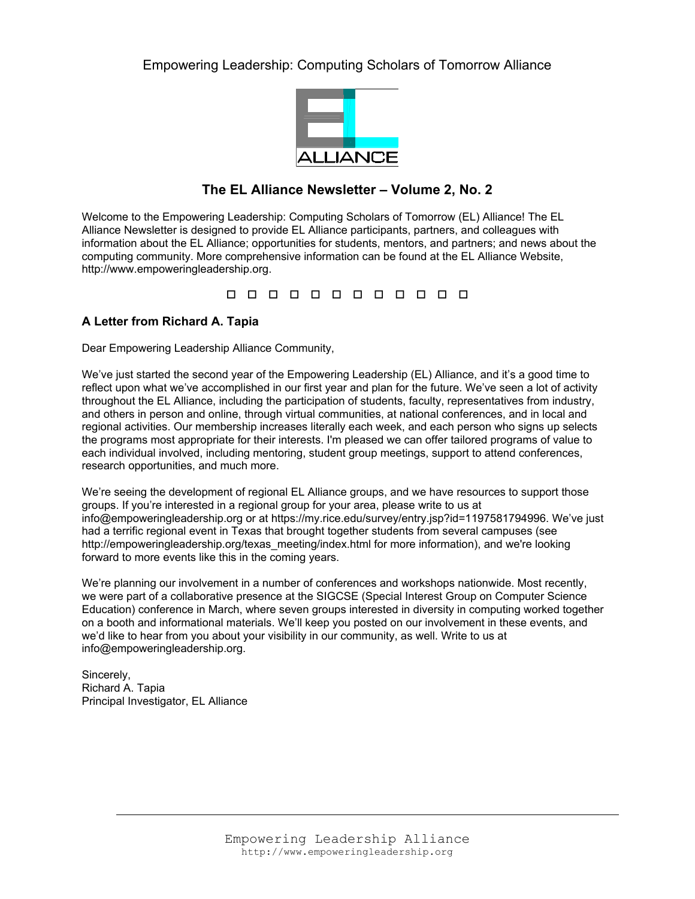Empowering Leadership: Computing Scholars of Tomorrow Alliance

## The EL Alliance Newsletter – Volume 2, No. 2

Welcome to the Empowering Leadership: Computing Scholars of Tomorrow (EL) Alliance! The EL Alliance Newsletter is designed to provide EL Alliance participants, partners, and colleagues with information about the EL Alliance; opportunities for students, mentors, and partners; and news about the computing community. More comprehensive information can be found at the EL Alliance Website, http://www.empoweringleadership.org.

□ □ □ □ □ □ □ □ □ □ □ □

### A Letter from Richard A. Tapia

Dear Empowering Leadership Alliance Community,

We've just started the second year of the Empowering Leadership (EL) Alliance, and it's a good time to reflect upon what we've accomplished in our first year and plan for the future. We've seen a lot of activity throughout the EL Alliance, including the participation of students, faculty, representatives from industry, and others in person and online, through virtual communities, at national conferences, and in local and regional activities. Our membership increases literally each week, and each person who signs up selects the programs most appropriate for their interests. I'm pleased we can offer tailored programs of value to each individual involved, including mentoring, student group meetings, support to attend conferences, research opportunities, and much more.

We're seeing the development of regional EL Alliance groups, and we have resources to support those groups. If you're interested in a regional group for your area, please write to us at info@empoweringleadership.org or at https://my.rice.edu/survey/entry.jsp?id=1197581794996. We've just had a terrific regional event in Texas that brought together students from several campuses (see http://empoweringleadership.org/texas_meeting/index.html for more information), and we're looking forward to more events like this in the coming years.

We're planning our involvement in a number of conferences and workshops nationwide. Most recently, we were part of a collaborative presence at the SIGCSE (Special Interest Group on Computer Science Education) conference in March, where seven groups interested in diversity in computing worked together on a booth and informational materials. We'll keep you posted on our involvement in these events, and we'd like to hear from you about your visibility in our community, as well. Write to us at info@empoweringleadership.org.

Sincerely,
Richard A. Tapia
Principal Investigator, EL Alliance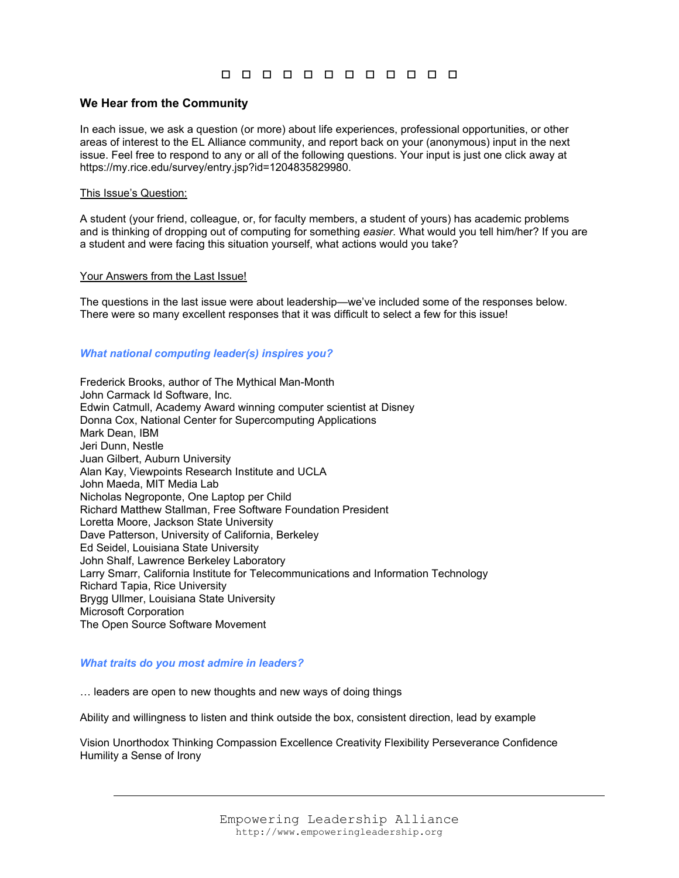□ □ □ □ □ □ □ □ □ □ □ □

## We Hear from the Community

In each issue, we ask a question (or more) about life experiences, professional opportunities, or other areas of interest to the EL Alliance community, and report back on your (anonymous) input in the next issue. Feel free to respond to any or all of the following questions. Your input is just one click away at https://my.rice.edu/survey/entry.jsp?id=1204835829980.

<u>This Issue's Question:</u>

A student (your friend, colleague, or, for faculty members, a student of yours) has academic problems and is thinking of dropping out of computing for something *easier*. What would you tell him/her? If you are a student and were facing this situation yourself, what actions would you take?

<u>Your Answers from the Last Issue!</u>

The questions in the last issue were about leadership—we've included some of the responses below. There were so many excellent responses that it was difficult to select a few for this issue!

### *What national computing leader(s) inspires you?*

Frederick Brooks, author of The Mythical Man-Month
John Carmack Id Software, Inc.
Edwin Catmull, Academy Award winning computer scientist at Disney
Donna Cox, National Center for Supercomputing Applications
Mark Dean, IBM
Jeri Dunn, Nestle
Juan Gilbert, Auburn University
Alan Kay, Viewpoints Research Institute and UCLA
John Maeda, MIT Media Lab
Nicholas Negroponte, One Laptop per Child
Richard Matthew Stallman, Free Software Foundation President
Loretta Moore, Jackson State University
Dave Patterson, University of California, Berkeley
Ed Seidel, Louisiana State University
John Shalf, Lawrence Berkeley Laboratory
Larry Smarr, California Institute for Telecommunications and Information Technology
Richard Tapia, Rice University
Brygg Ullmer, Louisiana State University
Microsoft Corporation
The Open Source Software Movement

### *What traits do you most admire in leaders?*

… leaders are open to new thoughts and new ways of doing things

Ability and willingness to listen and think outside the box, consistent direction, lead by example

Vision Unorthodox Thinking Compassion Excellence Creativity Flexibility Perseverance Confidence Humility a Sense of Irony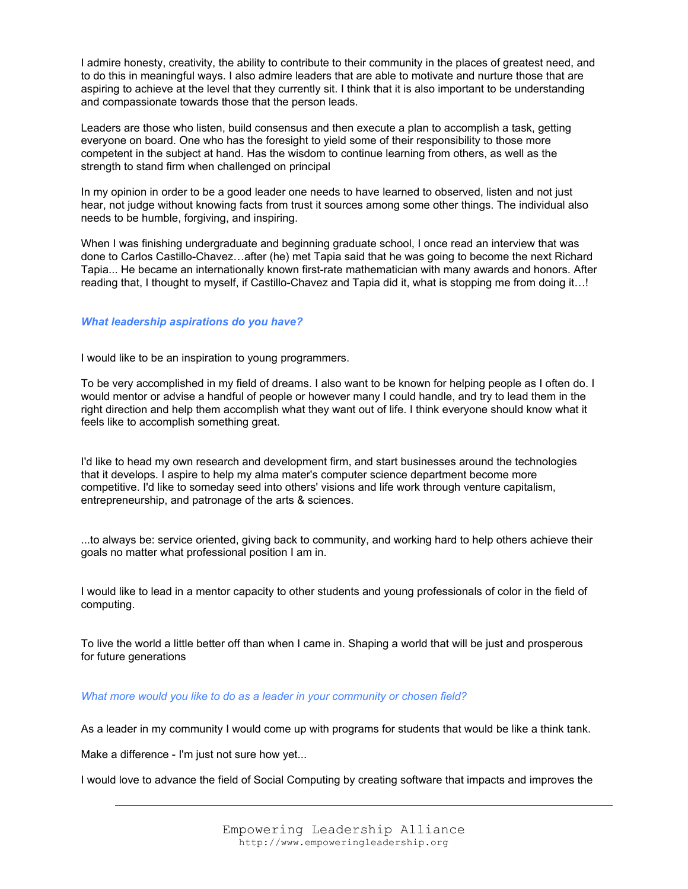I admire honesty, creativity, the ability to contribute to their community in the places of greatest need, and to do this in meaningful ways. I also admire leaders that are able to motivate and nurture those that are aspiring to achieve at the level that they currently sit. I think that it is also important to be understanding and compassionate towards those that the person leads.

Leaders are those who listen, build consensus and then execute a plan to accomplish a task, getting everyone on board. One who has the foresight to yield some of their responsibility to those more competent in the subject at hand. Has the wisdom to continue learning from others, as well as the strength to stand firm when challenged on principal

In my opinion in order to be a good leader one needs to have learned to observed, listen and not just hear, not judge without knowing facts from trust it sources among some other things. The individual also needs to be humble, forgiving, and inspiring.

When I was finishing undergraduate and beginning graduate school, I once read an interview that was done to Carlos Castillo-Chavez…after (he) met Tapia said that he was going to become the next Richard Tapia... He became an internationally known first-rate mathematician with many awards and honors. After reading that, I thought to myself, if Castillo-Chavez and Tapia did it, what is stopping me from doing it…!

### *What leadership aspirations do you have?*

I would like to be an inspiration to young programmers.

To be very accomplished in my field of dreams. I also want to be known for helping people as I often do. I would mentor or advise a handful of people or however many I could handle, and try to lead them in the right direction and help them accomplish what they want out of life. I think everyone should know what it feels like to accomplish something great.

I'd like to head my own research and development firm, and start businesses around the technologies that it develops. I aspire to help my alma mater's computer science department become more competitive. I'd like to someday seed into others' visions and life work through venture capitalism, entrepreneurship, and patronage of the arts & sciences.

...to always be: service oriented, giving back to community, and working hard to help others achieve their goals no matter what professional position I am in.

I would like to lead in a mentor capacity to other students and young professionals of color in the field of computing.

To live the world a little better off than when I came in. Shaping a world that will be just and prosperous for future generations

*What more would you like to do as a leader in your community or chosen field?*

As a leader in my community I would come up with programs for students that would be like a think tank.

Make a difference - I'm just not sure how yet...

I would love to advance the field of Social Computing by creating software that impacts and improves the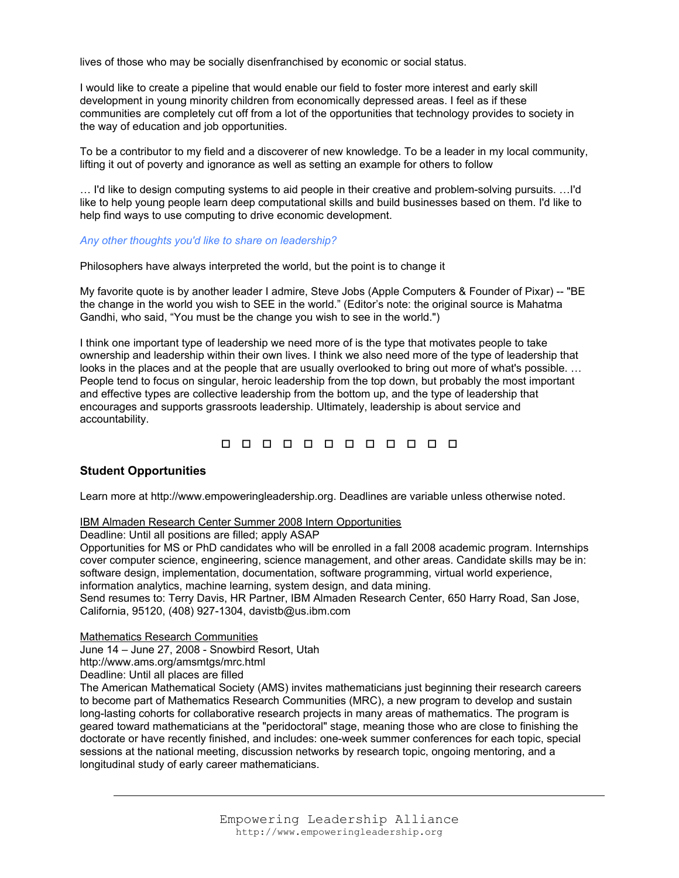lives of those who may be socially disenfranchised by economic or social status.

I would like to create a pipeline that would enable our field to foster more interest and early skill development in young minority children from economically depressed areas. I feel as if these communities are completely cut off from a lot of the opportunities that technology provides to society in the way of education and job opportunities.

To be a contributor to my field and a discoverer of new knowledge. To be a leader in my local community, lifting it out of poverty and ignorance as well as setting an example for others to follow

… I'd like to design computing systems to aid people in their creative and problem-solving pursuits. …I'd like to help young people learn deep computational skills and build businesses based on them. I'd like to help find ways to use computing to drive economic development.

*Any other thoughts you'd like to share on leadership?*

Philosophers have always interpreted the world, but the point is to change it

My favorite quote is by another leader I admire, Steve Jobs (Apple Computers & Founder of Pixar) -- "BE the change in the world you wish to SEE in the world." (Editor's note: the original source is Mahatma Gandhi, who said, "You must be the change you wish to see in the world.")

I think one important type of leadership we need more of is the type that motivates people to take ownership and leadership within their own lives. I think we also need more of the type of leadership that looks in the places and at the people that are usually overlooked to bring out more of what's possible. … People tend to focus on singular, heroic leadership from the top down, but probably the most important and effective types are collective leadership from the bottom up, and the type of leadership that encourages and supports grassroots leadership. Ultimately, leadership is about service and accountability.

□ □ □ □ □ □ □ □ □ □ □ □

## Student Opportunities

Learn more at http://www.empoweringleadership.org. Deadlines are variable unless otherwise noted.

IBM Almaden Research Center Summer 2008 Intern Opportunities
Deadline: Until all positions are filled; apply ASAP
Opportunities for MS or PhD candidates who will be enrolled in a fall 2008 academic program. Internships cover computer science, engineering, science management, and other areas. Candidate skills may be in: software design, implementation, documentation, software programming, virtual world experience, information analytics, machine learning, system design, and data mining.
Send resumes to: Terry Davis, HR Partner, IBM Almaden Research Center, 650 Harry Road, San Jose, California, 95120, (408) 927-1304, davistb@us.ibm.com

Mathematics Research Communities
June 14 – June 27, 2008 - Snowbird Resort, Utah
http://www.ams.org/amsmtgs/mrc.html
Deadline: Until all places are filled
The American Mathematical Society (AMS) invites mathematicians just beginning their research careers to become part of Mathematics Research Communities (MRC), a new program to develop and sustain long-lasting cohorts for collaborative research projects in many areas of mathematics. The program is geared toward mathematicians at the "peridoctoral" stage, meaning those who are close to finishing the doctorate or have recently finished, and includes: one-week summer conferences for each topic, special sessions at the national meeting, discussion networks by research topic, ongoing mentoring, and a longitudinal study of early career mathematicians.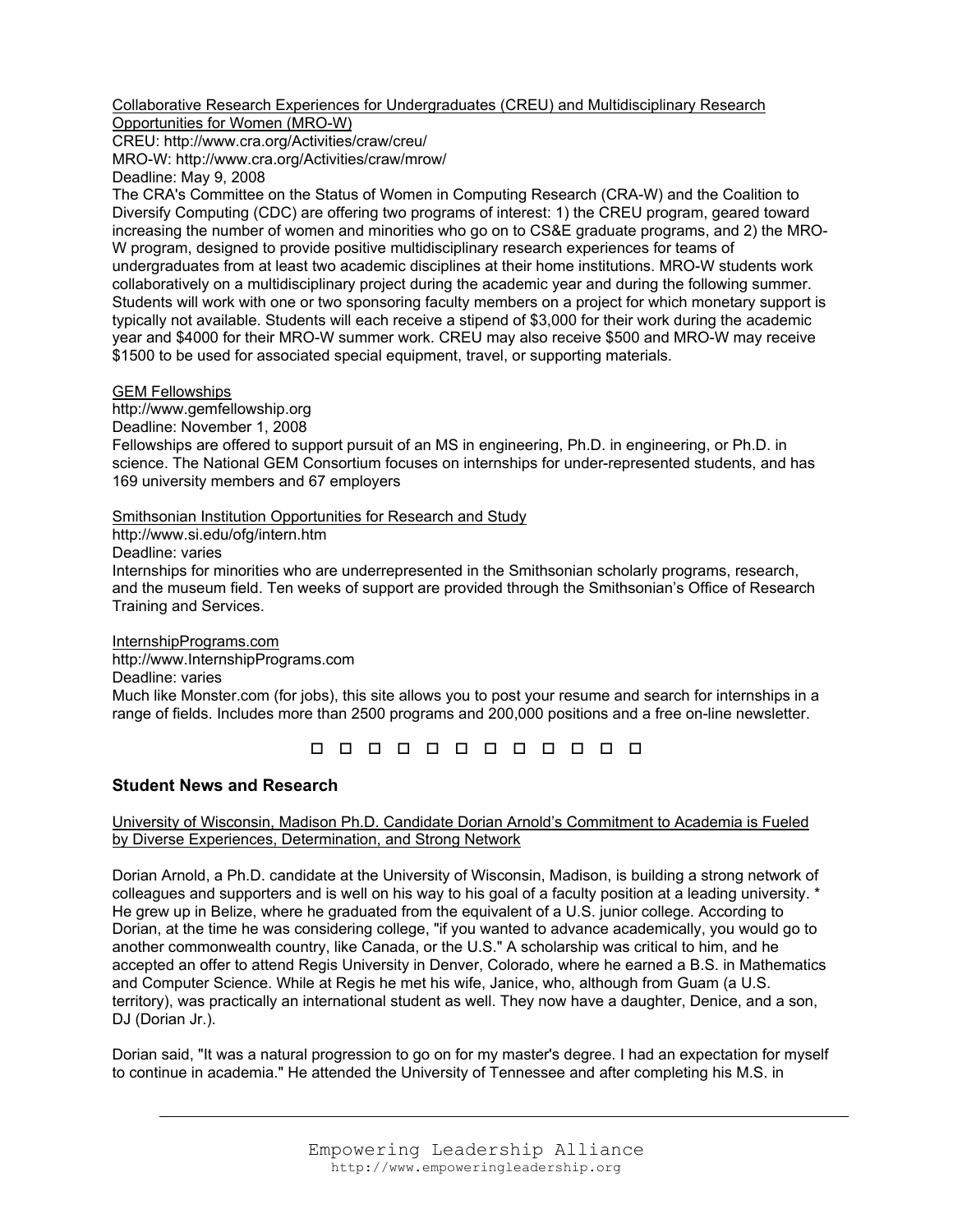Collaborative Research Experiences for Undergraduates (CREU) and Multidisciplinary Research Opportunities for Women (MRO-W)
CREU: http://www.cra.org/Activities/craw/creu/
MRO-W: http://www.cra.org/Activities/craw/mrow/
Deadline: May 9, 2008
The CRA's Committee on the Status of Women in Computing Research (CRA-W) and the Coalition to Diversify Computing (CDC) are offering two programs of interest: 1) the CREU program, geared toward increasing the number of women and minorities who go on to CS&E graduate programs, and 2) the MRO-W program, designed to provide positive multidisciplinary research experiences for teams of undergraduates from at least two academic disciplines at their home institutions. MRO-W students work collaboratively on a multidisciplinary project during the academic year and during the following summer. Students will work with one or two sponsoring faculty members on a project for which monetary support is typically not available. Students will each receive a stipend of $3,000 for their work during the academic year and $4000 for their MRO-W summer work. CREU may also receive $500 and MRO-W may receive $1500 to be used for associated special equipment, travel, or supporting materials.

GEM Fellowships
http://www.gemfellowship.org
Deadline: November 1, 2008
Fellowships are offered to support pursuit of an MS in engineering, Ph.D. in engineering, or Ph.D. in science. The National GEM Consortium focuses on internships for under-represented students, and has 169 university members and 67 employers

Smithsonian Institution Opportunities for Research and Study
http://www.si.edu/ofg/intern.htm
Deadline: varies
Internships for minorities who are underrepresented in the Smithsonian scholarly programs, research, and the museum field. Ten weeks of support are provided through the Smithsonian's Office of Research Training and Services.

InternshipPrograms.com
http://www.InternshipPrograms.com
Deadline: varies
Much like Monster.com (for jobs), this site allows you to post your resume and search for internships in a range of fields. Includes more than 2500 programs and 200,000 positions and a free on-line newsletter.

□ □ □ □ □ □ □ □ □ □ □ □ □

## Student News and Research

University of Wisconsin, Madison Ph.D. Candidate Dorian Arnold's Commitment to Academia is Fueled by Diverse Experiences, Determination, and Strong Network

Dorian Arnold, a Ph.D. candidate at the University of Wisconsin, Madison, is building a strong network of colleagues and supporters and is well on his way to his goal of a faculty position at a leading university. * He grew up in Belize, where he graduated from the equivalent of a U.S. junior college. According to Dorian, at the time he was considering college, "if you wanted to advance academically, you would go to another commonwealth country, like Canada, or the U.S." A scholarship was critical to him, and he accepted an offer to attend Regis University in Denver, Colorado, where he earned a B.S. in Mathematics and Computer Science. While at Regis he met his wife, Janice, who, although from Guam (a U.S. territory), was practically an international student as well. They now have a daughter, Denice, and a son, DJ (Dorian Jr.).

Dorian said, "It was a natural progression to go on for my master's degree. I had an expectation for myself to continue in academia." He attended the University of Tennessee and after completing his M.S. in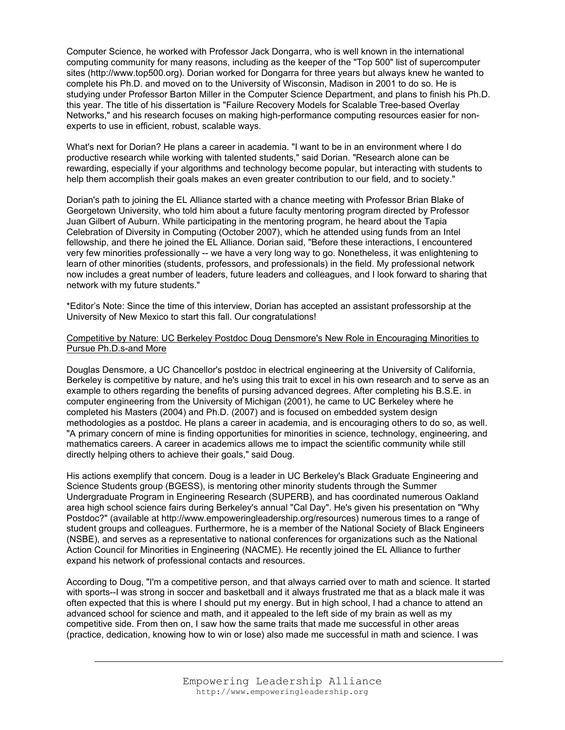Computer Science, he worked with Professor Jack Dongarra, who is well known in the international computing community for many reasons, including as the keeper of the "Top 500" list of supercomputer sites (http://www.top500.org). Dorian worked for Dongarra for three years but always knew he wanted to complete his Ph.D. and moved on to the University of Wisconsin, Madison in 2001 to do so. He is studying under Professor Barton Miller in the Computer Science Department, and plans to finish his Ph.D. this year. The title of his dissertation is "Failure Recovery Models for Scalable Tree-based Overlay Networks," and his research focuses on making high-performance computing resources easier for non-experts to use in efficient, robust, scalable ways.

What's next for Dorian? He plans a career in academia. "I want to be in an environment where I do productive research while working with talented students," said Dorian. "Research alone can be rewarding, especially if your algorithms and technology become popular, but interacting with students to help them accomplish their goals makes an even greater contribution to our field, and to society."

Dorian's path to joining the EL Alliance started with a chance meeting with Professor Brian Blake of Georgetown University, who told him about a future faculty mentoring program directed by Professor Juan Gilbert of Auburn. While participating in the mentoring program, he heard about the Tapia Celebration of Diversity in Computing (October 2007), which he attended using funds from an Intel fellowship, and there he joined the EL Alliance. Dorian said, "Before these interactions, I encountered very few minorities professionally -- we have a very long way to go. Nonetheless, it was enlightening to learn of other minorities (students, professors, and professionals) in the field. My professional network now includes a great number of leaders, future leaders and colleagues, and I look forward to sharing that network with my future students."

*Editor's Note: Since the time of this interview, Dorian has accepted an assistant professorship at the University of New Mexico to start this fall. Our congratulations!

Competitive by Nature: UC Berkeley Postdoc Doug Densmore's New Role in Encouraging Minorities to Pursue Ph.D.s-and More

Douglas Densmore, a UC Chancellor's postdoc in electrical engineering at the University of California, Berkeley is competitive by nature, and he's using this trait to excel in his own research and to serve as an example to others regarding the benefits of pursing advanced degrees. After completing his B.S.E. in computer engineering from the University of Michigan (2001), he came to UC Berkeley where he completed his Masters (2004) and Ph.D. (2007) and is focused on embedded system design methodologies as a postdoc. He plans a career in academia, and is encouraging others to do so, as well. "A primary concern of mine is finding opportunities for minorities in science, technology, engineering, and mathematics careers. A career in academics allows me to impact the scientific community while still directly helping others to achieve their goals," said Doug.

His actions exemplify that concern. Doug is a leader in UC Berkeley's Black Graduate Engineering and Science Students group (BGESS), is mentoring other minority students through the Summer Undergraduate Program in Engineering Research (SUPERB), and has coordinated numerous Oakland area high school science fairs during Berkeley's annual "Cal Day". He's given his presentation on "Why Postdoc?" (available at http://www.empoweringleadership.org/resources) numerous times to a range of student groups and colleagues. Furthermore, he is a member of the National Society of Black Engineers (NSBE), and serves as a representative to national conferences for organizations such as the National Action Council for Minorities in Engineering (NACME). He recently joined the EL Alliance to further expand his network of professional contacts and resources.

According to Doug, "I'm a competitive person, and that always carried over to math and science. It started with sports--I was strong in soccer and basketball and it always frustrated me that as a black male it was often expected that this is where I should put my energy. But in high school, I had a chance to attend an advanced school for science and math, and it appealed to the left side of my brain as well as my competitive side. From then on, I saw how the same traits that made me successful in other areas (practice, dedication, knowing how to win or lose) also made me successful in math and science. I was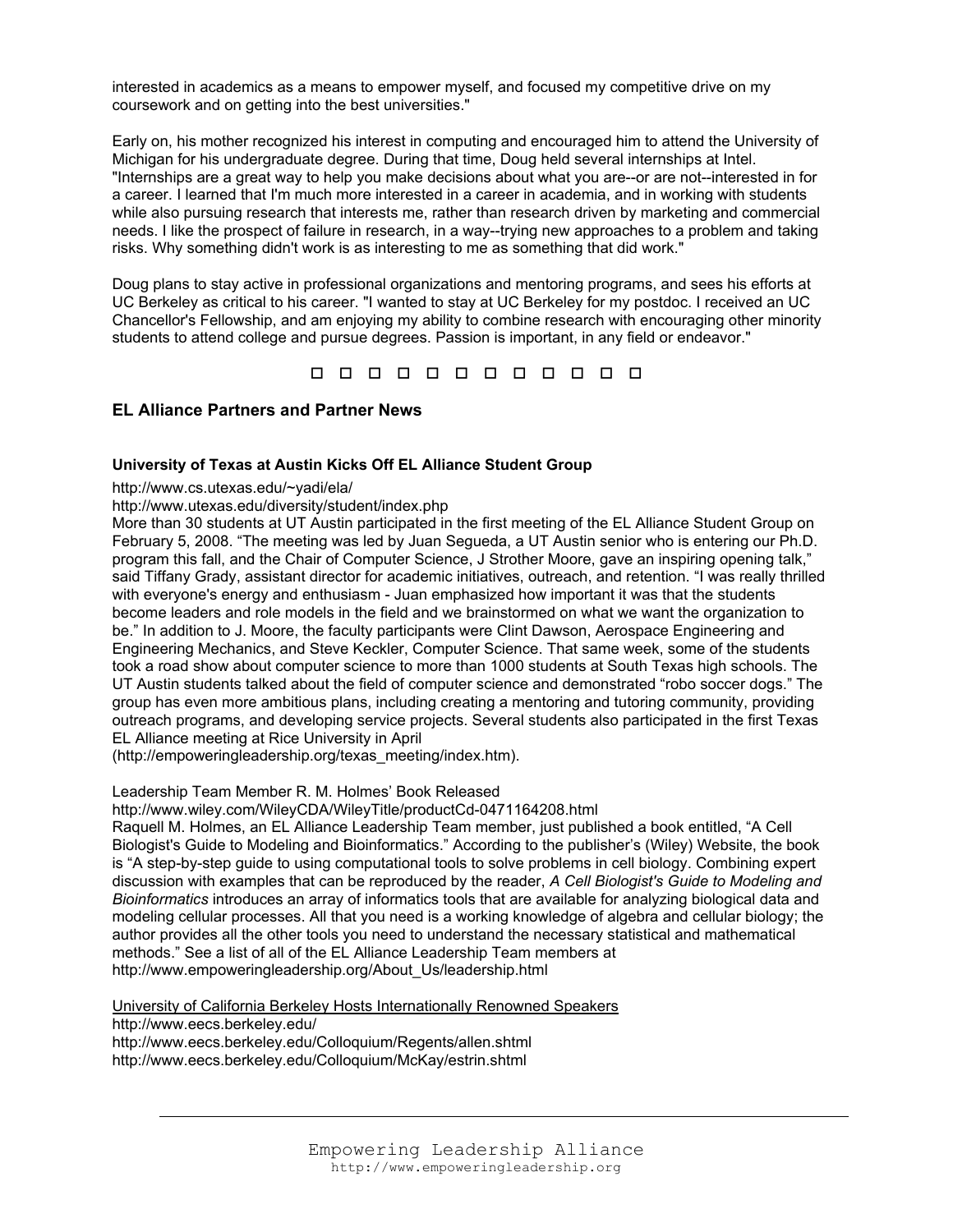interested in academics as a means to empower myself, and focused my competitive drive on my coursework and on getting into the best universities."

Early on, his mother recognized his interest in computing and encouraged him to attend the University of Michigan for his undergraduate degree. During that time, Doug held several internships at Intel. "Internships are a great way to help you make decisions about what you are--or are not--interested in for a career. I learned that I'm much more interested in a career in academia, and in working with students while also pursuing research that interests me, rather than research driven by marketing and commercial needs. I like the prospect of failure in research, in a way--trying new approaches to a problem and taking risks. Why something didn't work is as interesting to me as something that did work."

Doug plans to stay active in professional organizations and mentoring programs, and sees his efforts at UC Berkeley as critical to his career. "I wanted to stay at UC Berkeley for my postdoc. I received an UC Chancellor's Fellowship, and am enjoying my ability to combine research with encouraging other minority students to attend college and pursue degrees. Passion is important, in any field or endeavor."

□ □ □ □ □ □ □ □ □ □ □ □

## EL Alliance Partners and Partner News

### University of Texas at Austin Kicks Off EL Alliance Student Group

http://www.cs.utexas.edu/~yadi/ela/
http://www.utexas.edu/diversity/student/index.php

More than 30 students at UT Austin participated in the first meeting of the EL Alliance Student Group on February 5, 2008. "The meeting was led by Juan Segueda, a UT Austin senior who is entering our Ph.D. program this fall, and the Chair of Computer Science, J Strother Moore, gave an inspiring opening talk," said Tiffany Grady, assistant director for academic initiatives, outreach, and retention. "I was really thrilled with everyone's energy and enthusiasm - Juan emphasized how important it was that the students become leaders and role models in the field and we brainstormed on what we want the organization to be." In addition to J. Moore, the faculty participants were Clint Dawson, Aerospace Engineering and Engineering Mechanics, and Steve Keckler, Computer Science. That same week, some of the students took a road show about computer science to more than 1000 students at South Texas high schools. The UT Austin students talked about the field of computer science and demonstrated "robo soccer dogs." The group has even more ambitious plans, including creating a mentoring and tutoring community, providing outreach programs, and developing service projects. Several students also participated in the first Texas EL Alliance meeting at Rice University in April (http://empoweringleadership.org/texas_meeting/index.htm).

Leadership Team Member R. M. Holmes' Book Released

http://www.wiley.com/WileyCDA/WileyTitle/productCd-0471164208.html

Raquell M. Holmes, an EL Alliance Leadership Team member, just published a book entitled, "A Cell Biologist's Guide to Modeling and Bioinformatics." According to the publisher's (Wiley) Website, the book is "A step-by-step guide to using computational tools to solve problems in cell biology. Combining expert discussion with examples that can be reproduced by the reader, *A Cell Biologist's Guide to Modeling and Bioinformatics* introduces an array of informatics tools that are available for analyzing biological data and modeling cellular processes. All that you need is a working knowledge of algebra and cellular biology; the author provides all the other tools you need to understand the necessary statistical and mathematical methods." See a list of all of the EL Alliance Leadership Team members at http://www.empoweringleadership.org/About_Us/leadership.html

University of California Berkeley Hosts Internationally Renowned Speakers

http://www.eecs.berkeley.edu/
http://www.eecs.berkeley.edu/Colloquium/Regents/allen.shtml
http://www.eecs.berkeley.edu/Colloquium/McKay/estrin.shtml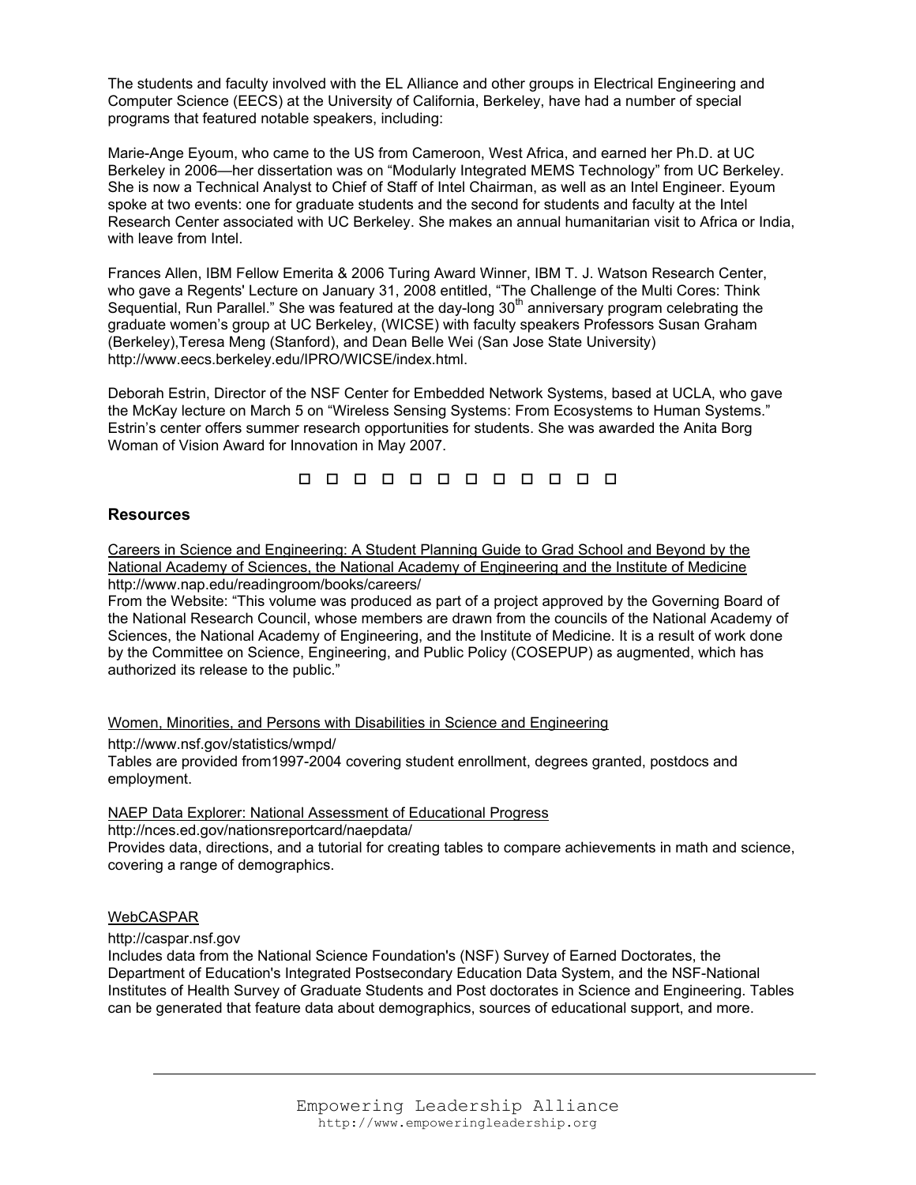The students and faculty involved with the EL Alliance and other groups in Electrical Engineering and Computer Science (EECS) at the University of California, Berkeley, have had a number of special programs that featured notable speakers, including:

Marie-Ange Eyoum, who came to the US from Cameroon, West Africa, and earned her Ph.D. at UC Berkeley in 2006—her dissertation was on "Modularly Integrated MEMS Technology" from UC Berkeley. She is now a Technical Analyst to Chief of Staff of Intel Chairman, as well as an Intel Engineer. Eyoum spoke at two events: one for graduate students and the second for students and faculty at the Intel Research Center associated with UC Berkeley. She makes an annual humanitarian visit to Africa or India, with leave from Intel.

Frances Allen, IBM Fellow Emerita & 2006 Turing Award Winner, IBM T. J. Watson Research Center, who gave a Regents' Lecture on January 31, 2008 entitled, "The Challenge of the Multi Cores: Think Sequential, Run Parallel." She was featured at the day-long 30th anniversary program celebrating the graduate women's group at UC Berkeley, (WICSE) with faculty speakers Professors Susan Graham (Berkeley),Teresa Meng (Stanford), and Dean Belle Wei (San Jose State University) http://www.eecs.berkeley.edu/IPRO/WICSE/index.html.

Deborah Estrin, Director of the NSF Center for Embedded Network Systems, based at UCLA, who gave the McKay lecture on March 5 on "Wireless Sensing Systems: From Ecosystems to Human Systems." Estrin's center offers summer research opportunities for students. She was awarded the Anita Borg Woman of Vision Award for Innovation in May 2007.

□ □ □ □ □ □ □ □ □ □ □ □ □

## Resources

Careers in Science and Engineering: A Student Planning Guide to Grad School and Beyond by the National Academy of Sciences, the National Academy of Engineering and the Institute of Medicine
http://www.nap.edu/readingroom/books/careers/
From the Website: "This volume was produced as part of a project approved by the Governing Board of the National Research Council, whose members are drawn from the councils of the National Academy of Sciences, the National Academy of Engineering, and the Institute of Medicine. It is a result of work done by the Committee on Science, Engineering, and Public Policy (COSEPUP) as augmented, which has authorized its release to the public."

Women, Minorities, and Persons with Disabilities in Science and Engineering
http://www.nsf.gov/statistics/wmpd/
Tables are provided from1997-2004 covering student enrollment, degrees granted, postdocs and employment.

NAEP Data Explorer: National Assessment of Educational Progress
http://nces.ed.gov/nationsreportcard/naepdata/
Provides data, directions, and a tutorial for creating tables to compare achievements in math and science, covering a range of demographics.

WebCASPAR
http://caspar.nsf.gov
Includes data from the National Science Foundation's (NSF) Survey of Earned Doctorates, the Department of Education's Integrated Postsecondary Education Data System, and the NSF-National Institutes of Health Survey of Graduate Students and Post doctorates in Science and Engineering. Tables can be generated that feature data about demographics, sources of educational support, and more.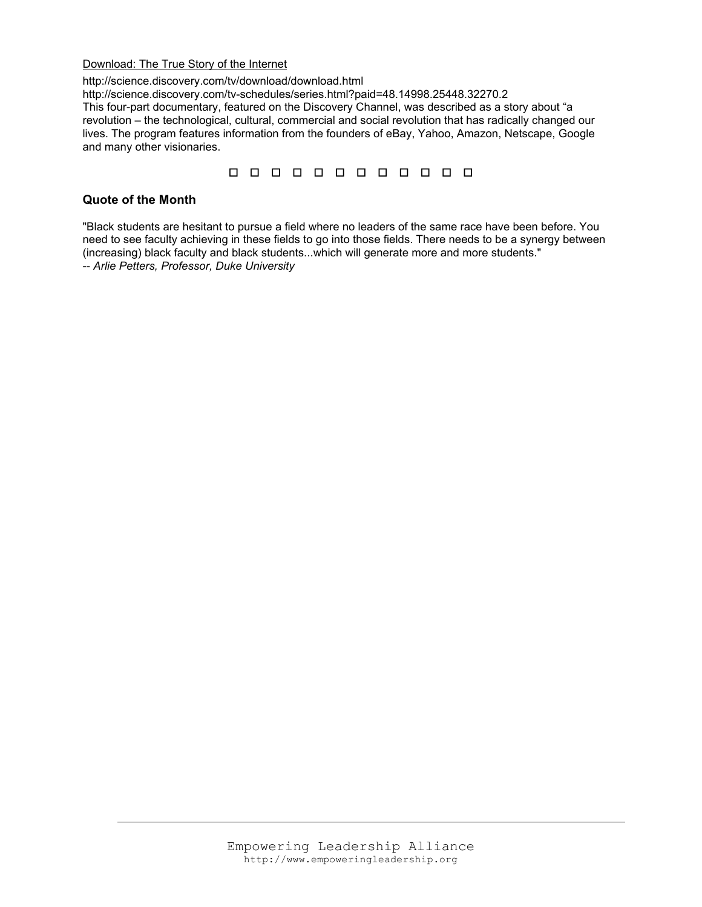Download: The True Story of the Internet

http://science.discovery.com/tv/download/download.html
http://science.discovery.com/tv-schedules/series.html?paid=48.14998.25448.32270.2
This four-part documentary, featured on the Discovery Channel, was described as a story about "a revolution – the technological, cultural, commercial and social revolution that has radically changed our lives. The program features information from the founders of eBay, Yahoo, Amazon, Netscape, Google and many other visionaries.

□ □ □ □ □ □ □ □ □ □ □ □

### Quote of the Month

"Black students are hesitant to pursue a field where no leaders of the same race have been before. You need to see faculty achieving in these fields to go into those fields. There needs to be a synergy between (increasing) black faculty and black students...which will generate more and more students."
-- *Arlie Petters, Professor, Duke University*